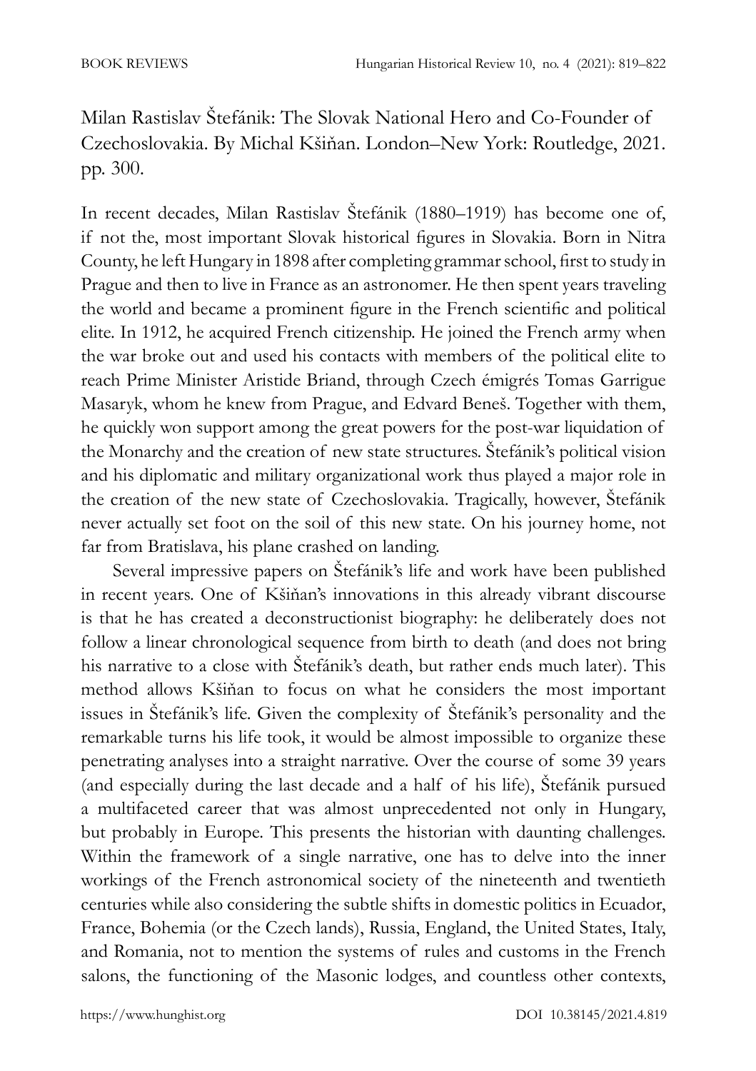Milan Rastislav Štefánik: The Slovak National Hero and Co-Founder of Czechoslovakia. By Michal Kšiňan. London–New York: Routledge, 2021. pp. 300.

In recent decades, Milan Rastislav Štefánik (1880–1919) has become one of, if not the, most important Slovak historical figures in Slovakia. Born in Nitra County, he left Hungary in 1898 after completing grammar school, first to study in Prague and then to live in France as an astronomer. He then spent years traveling the world and became a prominent figure in the French scientific and political elite. In 1912, he acquired French citizenship. He joined the French army when the war broke out and used his contacts with members of the political elite to reach Prime Minister Aristide Briand, through Czech émigrés Tomas Garrigue Masaryk, whom he knew from Prague, and Edvard Beneš. Together with them, he quickly won support among the great powers for the post-war liquidation of the Monarchy and the creation of new state structures. Štefánik's political vision and his diplomatic and military organizational work thus played a major role in the creation of the new state of Czechoslovakia. Tragically, however, Štefánik never actually set foot on the soil of this new state. On his journey home, not far from Bratislava, his plane crashed on landing.

Several impressive papers on Štefánik's life and work have been published in recent years. One of Kšiňan's innovations in this already vibrant discourse is that he has created a deconstructionist biography: he deliberately does not follow a linear chronological sequence from birth to death (and does not bring his narrative to a close with Štefánik's death, but rather ends much later). This method allows Kšiňan to focus on what he considers the most important issues in Štefánik's life. Given the complexity of Štefánik's personality and the remarkable turns his life took, it would be almost impossible to organize these penetrating analyses into a straight narrative. Over the course of some 39 years (and especially during the last decade and a half of his life), Štefánik pursued a multifaceted career that was almost unprecedented not only in Hungary, but probably in Europe. This presents the historian with daunting challenges. Within the framework of a single narrative, one has to delve into the inner workings of the French astronomical society of the nineteenth and twentieth centuries while also considering the subtle shifts in domestic politics in Ecuador, France, Bohemia (or the Czech lands), Russia, England, the United States, Italy, and Romania, not to mention the systems of rules and customs in the French salons, the functioning of the Masonic lodges, and countless other contexts,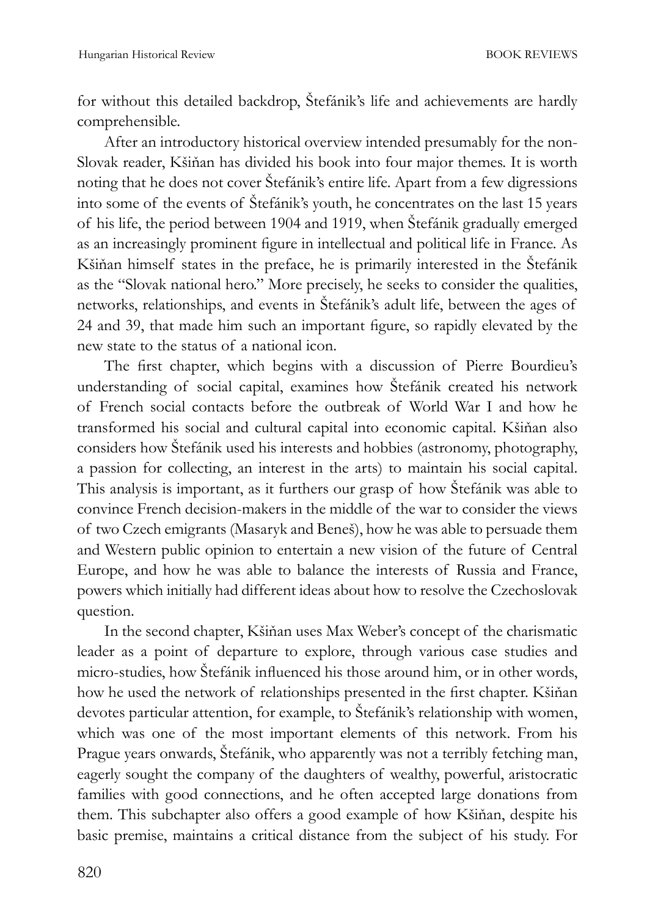for without this detailed backdrop, Štefánik's life and achievements are hardly comprehensible.

After an introductory historical overview intended presumably for the non-Slovak reader, Kšiňan has divided his book into four major themes. It is worth noting that he does not cover Štefánik's entire life. Apart from a few digressions into some of the events of Štefánik's youth, he concentrates on the last 15 years of his life, the period between 1904 and 1919, when Štefánik gradually emerged as an increasingly prominent figure in intellectual and political life in France. As Kšiňan himself states in the preface, he is primarily interested in the Štefánik as the "Slovak national hero." More precisely, he seeks to consider the qualities, networks, relationships, and events in Štefánik's adult life, between the ages of 24 and 39, that made him such an important figure, so rapidly elevated by the new state to the status of a national icon.

The first chapter, which begins with a discussion of Pierre Bourdieu's understanding of social capital, examines how Štefánik created his network of French social contacts before the outbreak of World War I and how he transformed his social and cultural capital into economic capital. Kšiňan also considers how Štefánik used his interests and hobbies (astronomy, photography, a passion for collecting, an interest in the arts) to maintain his social capital. This analysis is important, as it furthers our grasp of how Štefánik was able to convince French decision-makers in the middle of the war to consider the views of two Czech emigrants (Masaryk and Beneš), how he was able to persuade them and Western public opinion to entertain a new vision of the future of Central Europe, and how he was able to balance the interests of Russia and France, powers which initially had different ideas about how to resolve the Czechoslovak question.

In the second chapter, Kšiňan uses Max Weber's concept of the charismatic leader as a point of departure to explore, through various case studies and micro-studies, how Štefánik influenced his those around him, or in other words, how he used the network of relationships presented in the first chapter. Kšiňan devotes particular attention, for example, to Štefánik's relationship with women, which was one of the most important elements of this network. From his Prague years onwards, Štefánik, who apparently was not a terribly fetching man, eagerly sought the company of the daughters of wealthy, powerful, aristocratic families with good connections, and he often accepted large donations from them. This subchapter also offers a good example of how Kšiňan, despite his basic premise, maintains a critical distance from the subject of his study. For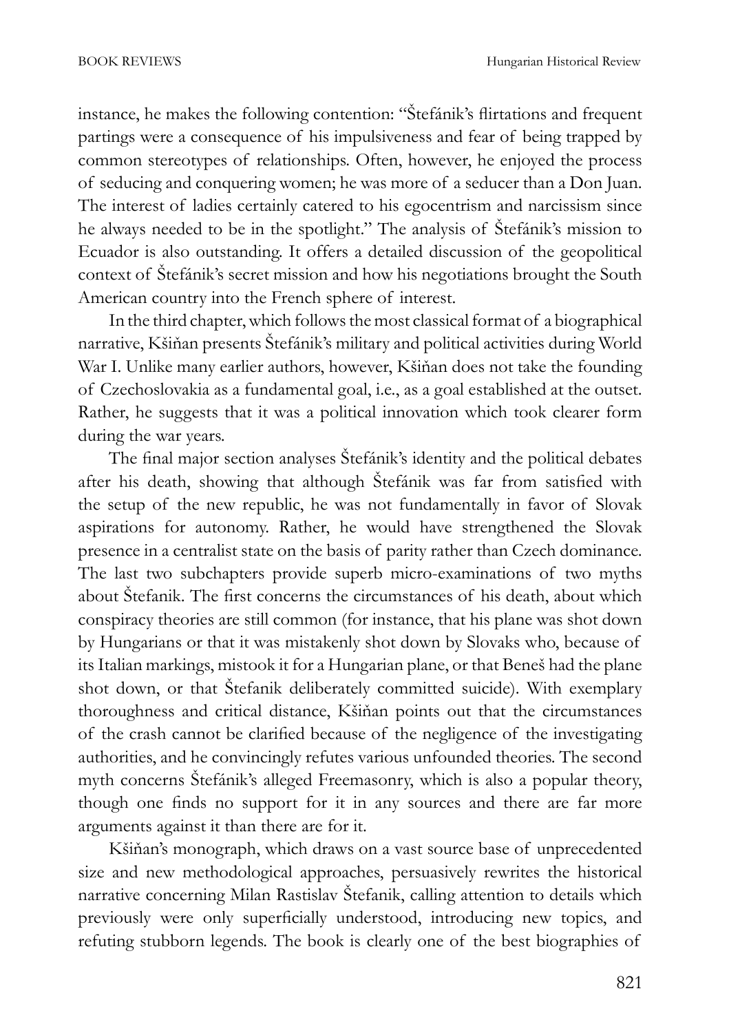instance, he makes the following contention: "Štefánik's flirtations and frequent partings were a consequence of his impulsiveness and fear of being trapped by common stereotypes of relationships. Often, however, he enjoyed the process of seducing and conquering women; he was more of a seducer than a Don Juan. The interest of ladies certainly catered to his egocentrism and narcissism since he always needed to be in the spotlight." The analysis of Štefánik's mission to Ecuador is also outstanding. It offers a detailed discussion of the geopolitical context of Štefánik's secret mission and how his negotiations brought the South American country into the French sphere of interest.

In the third chapter, which follows the most classical format of a biographical narrative, Kšiňan presents Štefánik's military and political activities during World War I. Unlike many earlier authors, however, Kšiňan does not take the founding of Czechoslovakia as a fundamental goal, i.e., as a goal established at the outset. Rather, he suggests that it was a political innovation which took clearer form during the war years.

The final major section analyses Štefánik's identity and the political debates after his death, showing that although Štefánik was far from satisfied with the setup of the new republic, he was not fundamentally in favor of Slovak aspirations for autonomy. Rather, he would have strengthened the Slovak presence in a centralist state on the basis of parity rather than Czech dominance. The last two subchapters provide superb micro-examinations of two myths about Štefanik. The first concerns the circumstances of his death, about which conspiracy theories are still common (for instance, that his plane was shot down by Hungarians or that it was mistakenly shot down by Slovaks who, because of its Italian markings, mistook it for a Hungarian plane, or that Beneš had the plane shot down, or that Štefanik deliberately committed suicide). With exemplary thoroughness and critical distance, Kšiňan points out that the circumstances of the crash cannot be clarified because of the negligence of the investigating authorities, and he convincingly refutes various unfounded theories. The second myth concerns Štefánik's alleged Freemasonry, which is also a popular theory, though one finds no support for it in any sources and there are far more arguments against it than there are for it.

Kšiňan's monograph, which draws on a vast source base of unprecedented size and new methodological approaches, persuasively rewrites the historical narrative concerning Milan Rastislav Štefanik, calling attention to details which previously were only superficially understood, introducing new topics, and refuting stubborn legends. The book is clearly one of the best biographies of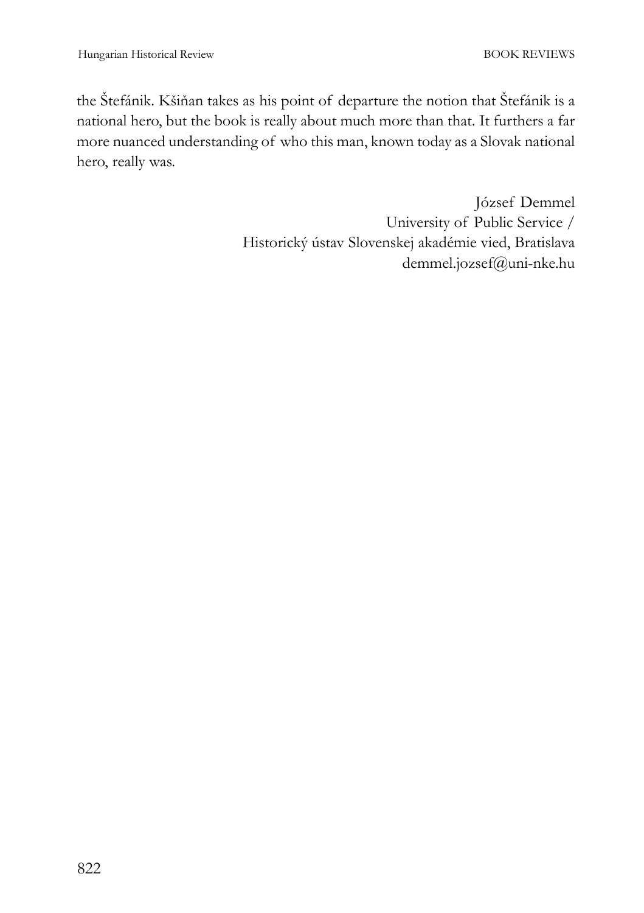the Štefánik. Kšiňan takes as his point of departure the notion that Štefánik is a national hero, but the book is really about much more than that. It furthers a far more nuanced understanding of who this man, known today as a Slovak national hero, really was.

József Demmel  
University of Public Service /  
Historický ústav Slovenskej akadémie vied, Bratislava  
demmel.jozsef@uni-nke.hu